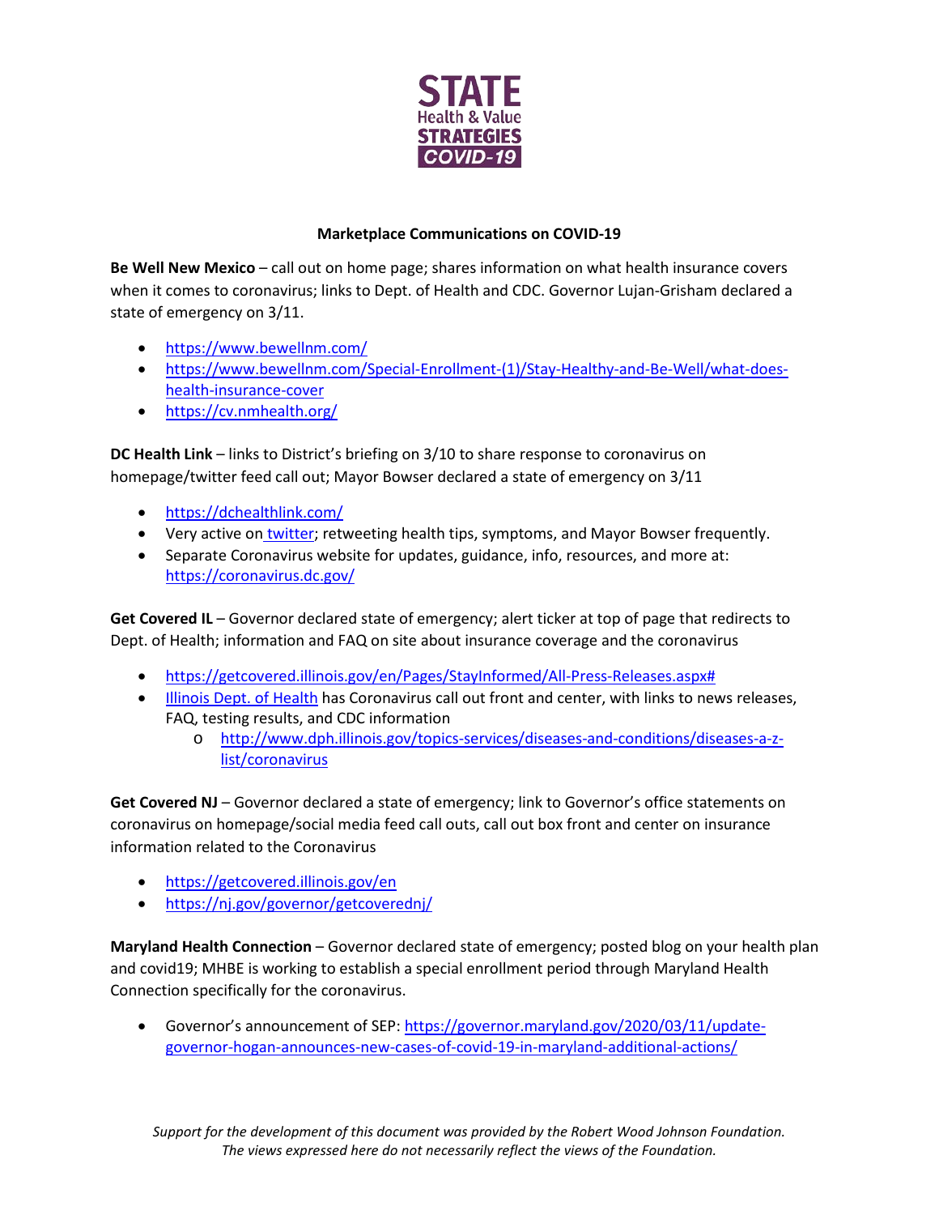**STATE Health & Value STRATEGIES COVID-19**

**Marketplace Communications on COVID-19**

**Be Well New Mexico** – call out on home page; shares information on what health insurance covers when it comes to coronavirus; links to Dept. of Health and CDC. Governor Lujan-Grisham declared a state of emergency on 3/11.

- https://www.bewellnm.com/
- https://www.bewellnm.com/Special-Enrollment-(1)/Stay-Healthy-and-Be-Well/what-does-health-insurance-cover
- https://cv.nmhealth.org/

**DC Health Link** – links to District's briefing on 3/10 to share response to coronavirus on homepage/twitter feed call out; Mayor Bowser declared a state of emergency on 3/11

- https://dchealthlink.com/
- Very active on twitter; retweeting health tips, symptoms, and Mayor Bowser frequently.
- Separate Coronavirus website for updates, guidance, info, resources, and more at: https://coronavirus.dc.gov/

**Get Covered IL** – Governor declared state of emergency; alert ticker at top of page that redirects to Dept. of Health; information and FAQ on site about insurance coverage and the coronavirus

- https://getcovered.illinois.gov/en/Pages/StayInformed/All-Press-Releases.aspx#
- Illinois Dept. of Health has Coronavirus call out front and center, with links to news releases, FAQ, testing results, and CDC information
  - http://www.dph.illinois.gov/topics-services/diseases-and-conditions/diseases-a-z-list/coronavirus

**Get Covered NJ** – Governor declared a state of emergency; link to Governor's office statements on coronavirus on homepage/social media feed call outs, call out box front and center on insurance information related to the Coronavirus

- https://getcovered.illinois.gov/en
- https://nj.gov/governor/getcoverednj/

**Maryland Health Connection** – Governor declared state of emergency; posted blog on your health plan and covid19; MHBE is working to establish a special enrollment period through Maryland Health Connection specifically for the coronavirus.

- Governor's announcement of SEP: https://governor.maryland.gov/2020/03/11/update-governor-hogan-announces-new-cases-of-covid-19-in-maryland-additional-actions/

*Support for the development of this document was provided by the Robert Wood Johnson Foundation. The views expressed here do not necessarily reflect the views of the Foundation.*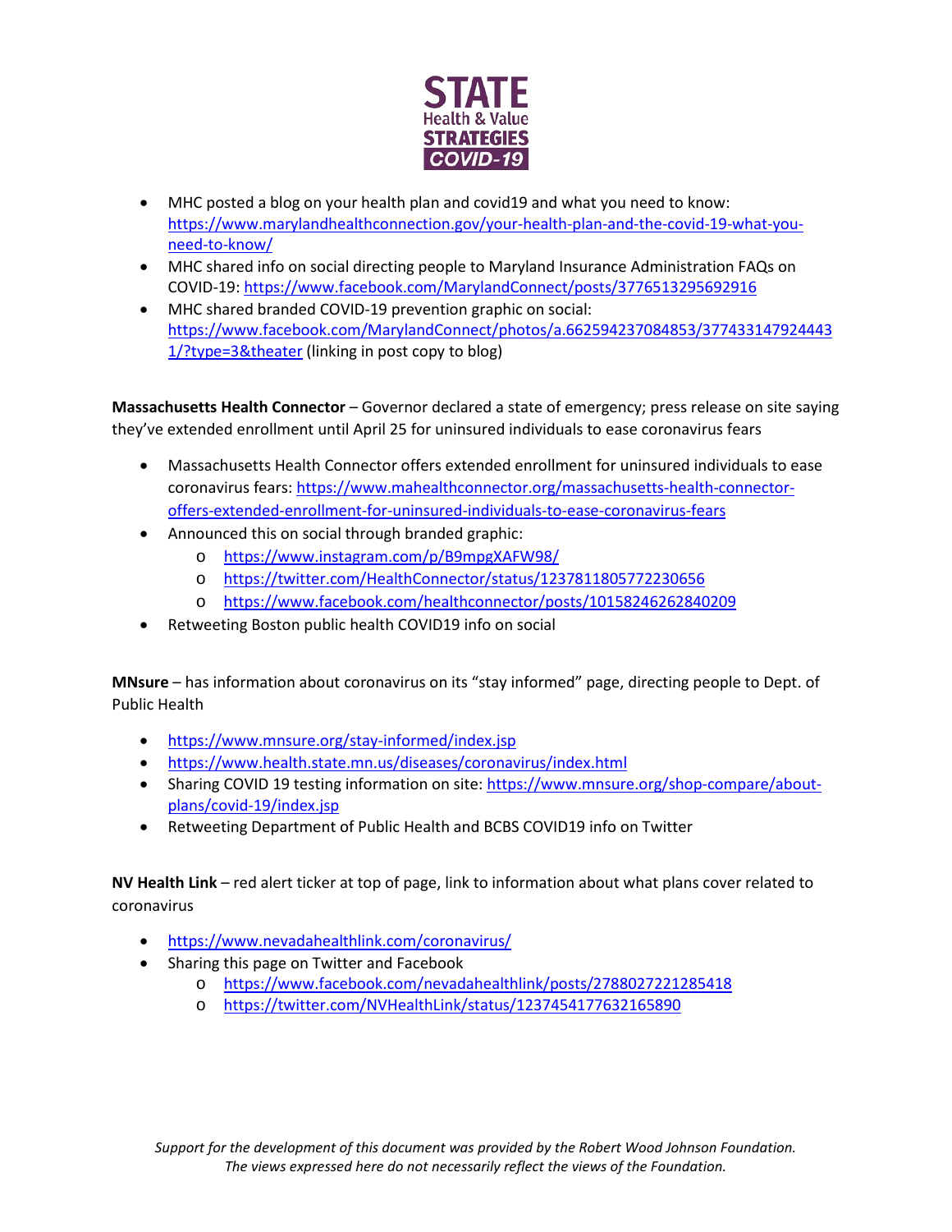- MHC posted a blog on your health plan and covid19 and what you need to know: https://www.marylandhealthconnection.gov/your-health-plan-and-the-covid-19-what-you-need-to-know/
- MHC shared info on social directing people to Maryland Insurance Administration FAQs on COVID-19: https://www.facebook.com/MarylandConnect/posts/3776513295692916
- MHC shared branded COVID-19 prevention graphic on social: https://www.facebook.com/MarylandConnect/photos/a.662594237084853/3774331479244431/?type=3&theater (linking in post copy to blog)

**Massachusetts Health Connector** – Governor declared a state of emergency; press release on site saying they've extended enrollment until April 25 for uninsured individuals to ease coronavirus fears

- Massachusetts Health Connector offers extended enrollment for uninsured individuals to ease coronavirus fears: https://www.mahealthconnector.org/massachusetts-health-connector-offers-extended-enrollment-for-uninsured-individuals-to-ease-coronavirus-fears
- Announced this on social through branded graphic:
  - https://www.instagram.com/p/B9mpgXAFW98/
  - https://twitter.com/HealthConnector/status/1237811805772230656
  - https://www.facebook.com/healthconnector/posts/10158246262840209
- Retweeting Boston public health COVID19 info on social

**MNsure** – has information about coronavirus on its "stay informed" page, directing people to Dept. of Public Health

- https://www.mnsure.org/stay-informed/index.jsp
- https://www.health.state.mn.us/diseases/coronavirus/index.html
- Sharing COVID 19 testing information on site: https://www.mnsure.org/shop-compare/about-plans/covid-19/index.jsp
- Retweeting Department of Public Health and BCBS COVID19 info on Twitter

**NV Health Link** – red alert ticker at top of page, link to information about what plans cover related to coronavirus

- https://www.nevadahealthlink.com/coronavirus/
- Sharing this page on Twitter and Facebook
  - https://www.facebook.com/nevadahealthlink/posts/2788027221285418
  - https://twitter.com/NVHealthLink/status/1237454177632165890

*Support for the development of this document was provided by the Robert Wood Johnson Foundation. The views expressed here do not necessarily reflect the views of the Foundation.*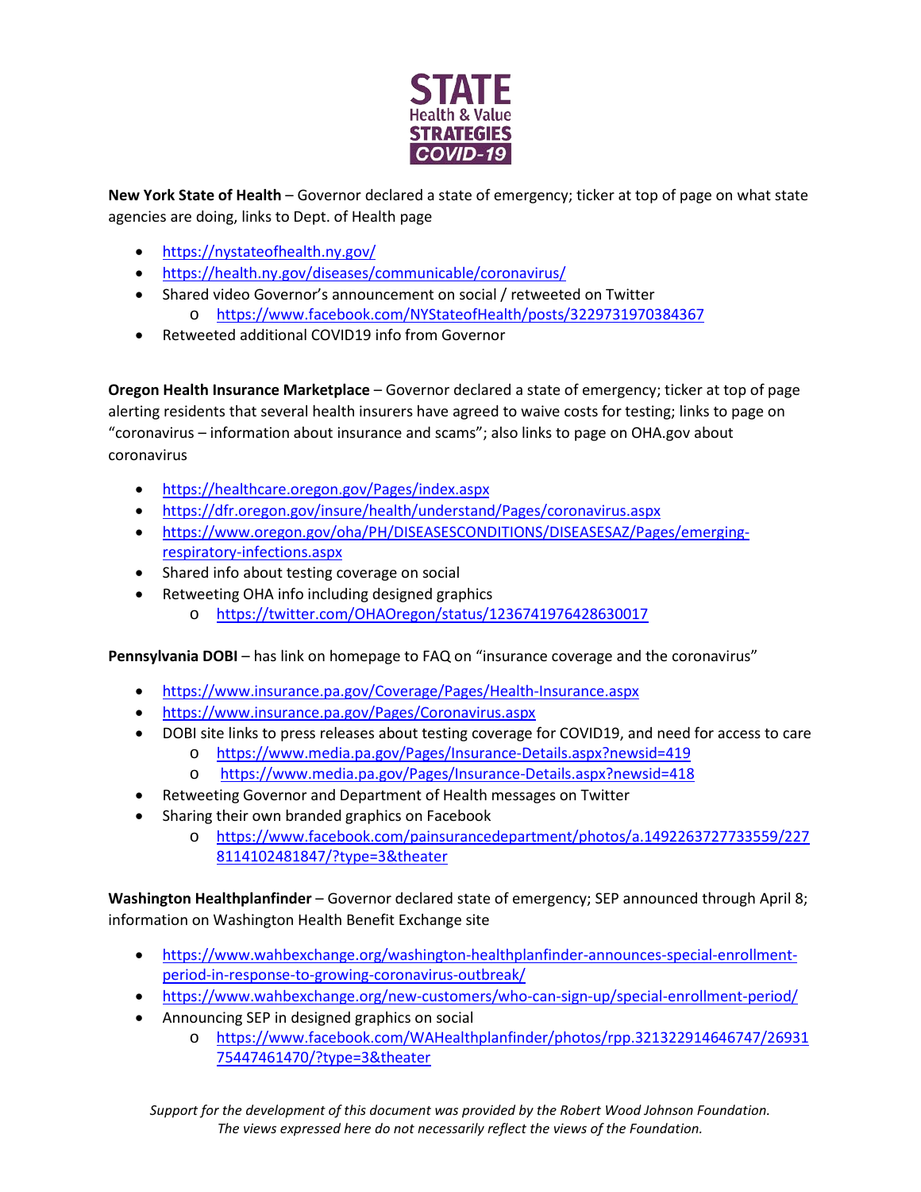**New York State of Health** – Governor declared a state of emergency; ticker at top of page on what state agencies are doing, links to Dept. of Health page

- https://nystateofhealth.ny.gov/
- https://health.ny.gov/diseases/communicable/coronavirus/
- Shared video Governor's announcement on social / retweeted on Twitter
  - https://www.facebook.com/NYStateofHealth/posts/3229731970384367
- Retweeted additional COVID19 info from Governor

**Oregon Health Insurance Marketplace** – Governor declared a state of emergency; ticker at top of page alerting residents that several health insurers have agreed to waive costs for testing; links to page on "coronavirus – information about insurance and scams"; also links to page on OHA.gov about coronavirus

- https://healthcare.oregon.gov/Pages/index.aspx
- https://dfr.oregon.gov/insure/health/understand/Pages/coronavirus.aspx
- https://www.oregon.gov/oha/PH/DISEASESCONDITIONS/DISEASESAZ/Pages/emerging-respiratory-infections.aspx
- Shared info about testing coverage on social
- Retweeting OHA info including designed graphics
  - https://twitter.com/OHAOregon/status/1236741976428630017

**Pennsylvania DOBI** – has link on homepage to FAQ on "insurance coverage and the coronavirus"

- https://www.insurance.pa.gov/Coverage/Pages/Health-Insurance.aspx
- https://www.insurance.pa.gov/Pages/Coronavirus.aspx
- DOBI site links to press releases about testing coverage for COVID19, and need for access to care
  - https://www.media.pa.gov/Pages/Insurance-Details.aspx?newsid=419
  - https://www.media.pa.gov/Pages/Insurance-Details.aspx?newsid=418
- Retweeting Governor and Department of Health messages on Twitter
- Sharing their own branded graphics on Facebook
  - https://www.facebook.com/painsurancedepartment/photos/a.1492263727733559/2278114102481847/?type=3&theater

**Washington Healthplanfinder** – Governor declared state of emergency; SEP announced through April 8; information on Washington Health Benefit Exchange site

- https://www.wahbexchange.org/washington-healthplanfinder-announces-special-enrollment-period-in-response-to-growing-coronavirus-outbreak/
- https://www.wahbexchange.org/new-customers/who-can-sign-up/special-enrollment-period/
- Announcing SEP in designed graphics on social
  - https://www.facebook.com/WAHealthplanfinder/photos/rpp.321322914646747/2693175447461470/?type=3&theater

*Support for the development of this document was provided by the Robert Wood Johnson Foundation. The views expressed here do not necessarily reflect the views of the Foundation.*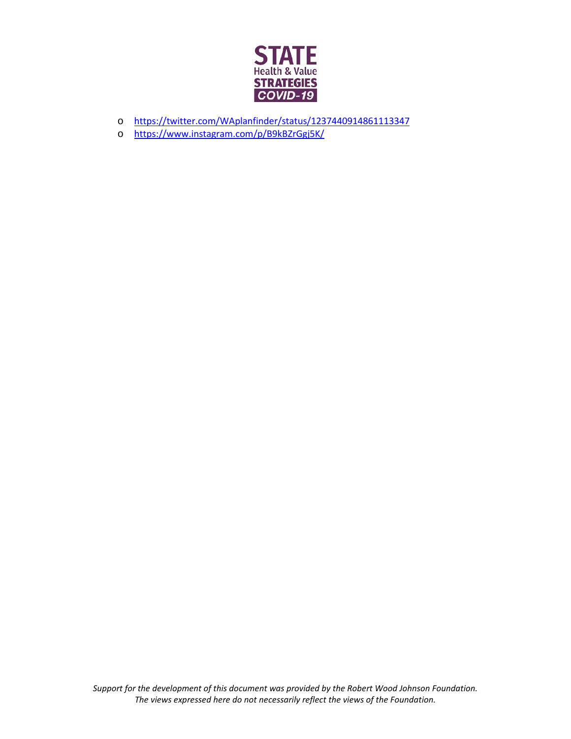- https://twitter.com/WAplanfinder/status/1237440914861113347
- https://www.instagram.com/p/B9kBZrGgj5K/

*Support for the development of this document was provided by the Robert Wood Johnson Foundation. The views expressed here do not necessarily reflect the views of the Foundation.*